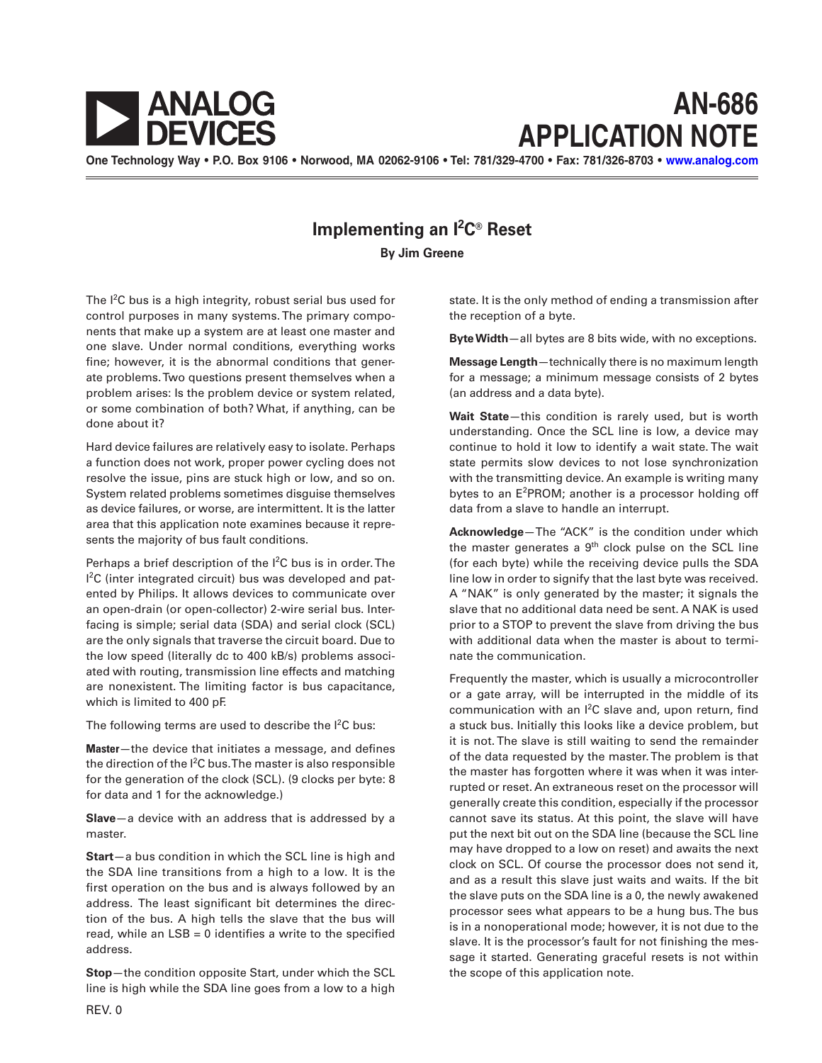# ANALOG DEVICES

# AN-686 APPLICATION NOTE

One Technology Way • P.O. Box 9106 • Norwood, MA 02062-9106 • Tel: 781/329-4700 • Fax: 781/326-8703 • www.analog.com

## Implementing an I²C® Reset

**By Jim Greene**

The I²C bus is a high integrity, robust serial bus used for control purposes in many systems. The primary components that make up a system are at least one master and one slave. Under normal conditions, everything works fine; however, it is the abnormal conditions that generate problems. Two questions present themselves when a problem arises: Is the problem device or system related, or some combination of both? What, if anything, can be done about it?

Hard device failures are relatively easy to isolate. Perhaps a function does not work, proper power cycling does not resolve the issue, pins are stuck high or low, and so on. System related problems sometimes disguise themselves as device failures, or worse, are intermittent. It is the latter area that this application note examines because it represents the majority of bus fault conditions.

Perhaps a brief description of the I²C bus is in order. The I²C (inter integrated circuit) bus was developed and patented by Philips. It allows devices to communicate over an open-drain (or open-collector) 2-wire serial bus. Interfacing is simple; serial data (SDA) and serial clock (SCL) are the only signals that traverse the circuit board. Due to the low speed (literally dc to 400 kB/s) problems associated with routing, transmission line effects and matching are nonexistent. The limiting factor is bus capacitance, which is limited to 400 pF.

The following terms are used to describe the I²C bus:

**Master**—the device that initiates a message, and defines the direction of the I²C bus. The master is also responsible for the generation of the clock (SCL). (9 clocks per byte: 8 for data and 1 for the acknowledge.)

**Slave**—a device with an address that is addressed by a master.

**Start**—a bus condition in which the SCL line is high and the SDA line transitions from a high to a low. It is the first operation on the bus and is always followed by an address. The least significant bit determines the direction of the bus. A high tells the slave that the bus will read, while an LSB = 0 identifies a write to the specified address.

**Stop**—the condition opposite Start, under which the SCL line is high while the SDA line goes from a low to a high state. It is the only method of ending a transmission after the reception of a byte.

**Byte Width**—all bytes are 8 bits wide, with no exceptions.

**Message Length**—technically there is no maximum length for a message; a minimum message consists of 2 bytes (an address and a data byte).

**Wait State**—this condition is rarely used, but is worth understanding. Once the SCL line is low, a device may continue to hold it low to identify a wait state. The wait state permits slow devices to not lose synchronization with the transmitting device. An example is writing many bytes to an E²PROM; another is a processor holding off data from a slave to handle an interrupt.

**Acknowledge**—The "ACK" is the condition under which the master generates a 9th clock pulse on the SCL line (for each byte) while the receiving device pulls the SDA line low in order to signify that the last byte was received. A "NAK" is only generated by the master; it signals the slave that no additional data need be sent. A NAK is used prior to a STOP to prevent the slave from driving the bus with additional data when the master is about to terminate the communication.

Frequently the master, which is usually a microcontroller or a gate array, will be interrupted in the middle of its communication with an I²C slave and, upon return, find a stuck bus. Initially this looks like a device problem, but it is not. The slave is still waiting to send the remainder of the data requested by the master. The problem is that the master has forgotten where it was when it was interrupted or reset. An extraneous reset on the processor will generally create this condition, especially if the processor cannot save its status. At this point, the slave will have put the next bit out on the SDA line (because the SCL line may have dropped to a low on reset) and awaits the next clock on SCL. Of course the processor does not send it, and as a result this slave just waits and waits. If the bit the slave puts on the SDA line is a 0, the newly awakened processor sees what appears to be a hung bus. The bus is in a nonoperational mode; however, it is not due to the slave. It is the processor's fault for not finishing the message it started. Generating graceful resets is not within the scope of this application note.

REV. 0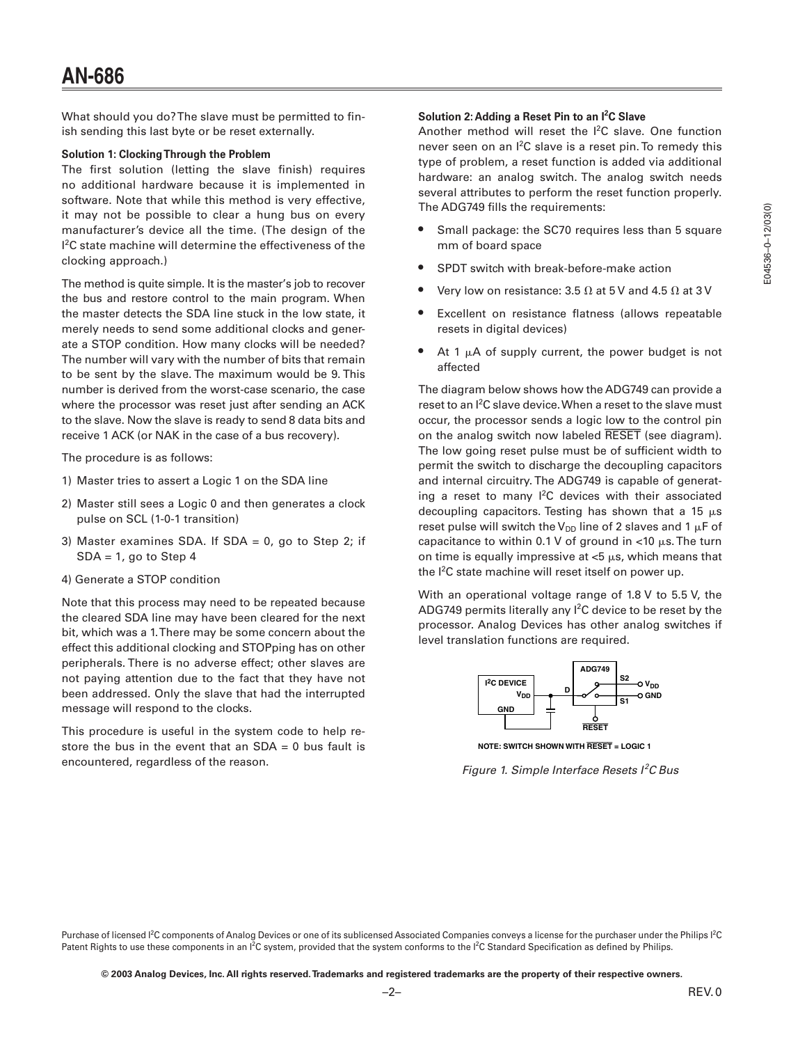What should you do? The slave must be permitted to finish sending this last byte or be reset externally.

**Solution 1: Clocking Through the Problem**

The first solution (letting the slave finish) requires no additional hardware because it is implemented in software. Note that while this method is very effective, it may not be possible to clear a hung bus on every manufacturer's device all the time. (The design of the $I^2C$ state machine will determine the effectiveness of the clocking approach.)

The method is quite simple. It is the master's job to recover the bus and restore control to the main program. When the master detects the SDA line stuck in the low state, it merely needs to send some additional clocks and generate a STOP condition. How many clocks will be needed? The number will vary with the number of bits that remain to be sent by the slave. The maximum would be 9. This number is derived from the worst-case scenario, the case where the processor was reset just after sending an ACK to the slave. Now the slave is ready to send 8 data bits and receive 1 ACK (or NAK in the case of a bus recovery).

The procedure is as follows:

1) Master tries to assert a Logic 1 on the SDA line
2) Master still sees a Logic 0 and then generates a clock pulse on SCL (1-0-1 transition)
3) Master examines SDA. If SDA = 0, go to Step 2; if SDA = 1, go to Step 4
4) Generate a STOP condition

Note that this process may need to be repeated because the cleared SDA line may have been cleared for the next bit, which was a 1. There may be some concern about the effect this additional clocking and STOPping has on other peripherals. There is no adverse effect; other slaves are not paying attention due to the fact that they have not been addressed. Only the slave that had the interrupted message will respond to the clocks.

This procedure is useful in the system code to help restore the bus in the event that an SDA = 0 bus fault is encountered, regardless of the reason.

**Solution 2: Adding a Reset Pin to an $I^2C$ Slave**

Another method will reset the $I^2C$ slave. One function never seen on an $I^2C$ slave is a reset pin. To remedy this type of problem, a reset function is added via additional hardware: an analog switch. The analog switch needs several attributes to perform the reset function properly. The ADG749 fills the requirements:

- Small package: the SC70 requires less than 5 square mm of board space
- SPDT switch with break-before-make action
- Very low on resistance: 3.5 Ω at 5 V and 4.5 Ω at 3 V
- Excellent on resistance flatness (allows repeatable resets in digital devices)
- At 1 μA of supply current, the power budget is not affected

The diagram below shows how the ADG749 can provide a reset to an $I^2C$ slave device. When a reset to the slave must occur, the processor sends a logic low to the control pin on the analog switch now labeled $\overline{RESET}$ (see diagram). The low going reset pulse must be of sufficient width to permit the switch to discharge the decoupling capacitors and internal circuitry. The ADG749 is capable of generating a reset to many $I^2C$ devices with their associated decoupling capacitors. Testing has shown that a 15 μs reset pulse will switch the $V_{DD}$ line of 2 slaves and 1 μF of capacitance to within 0.1 V of ground in <10 μs. The turn on time is equally impressive at <5 μs, which means that the $I^2C$ state machine will reset itself on power up.

With an operational voltage range of 1.8 V to 5.5 V, the ADG749 permits literally any $I^2C$ device to be reset by the processor. Analog Devices has other analog switches if level translation functions are required.

ADG749
$I^2C$ DEVICE
$V_{DD}$
GND
D
S2
S1
$V_{DD}$
GND
$\overline{RESET}$

NOTE: SWITCH SHOWN WITH $\overline{RESET}$ = LOGIC 1

*Figure 1. Simple Interface Resets $I^2C$ Bus*

Purchase of licensed $I^2C$ components of Analog Devices or one of its sublicensed Associated Companies conveys a license for the purchaser under the Philips $I^2C$ Patent Rights to use these components in an $I^2C$ system, provided that the system conforms to the $I^2C$ Standard Specification as defined by Philips.

**© 2003 Analog Devices, Inc. All rights reserved. Trademarks and registered trademarks are the property of their respective owners.**